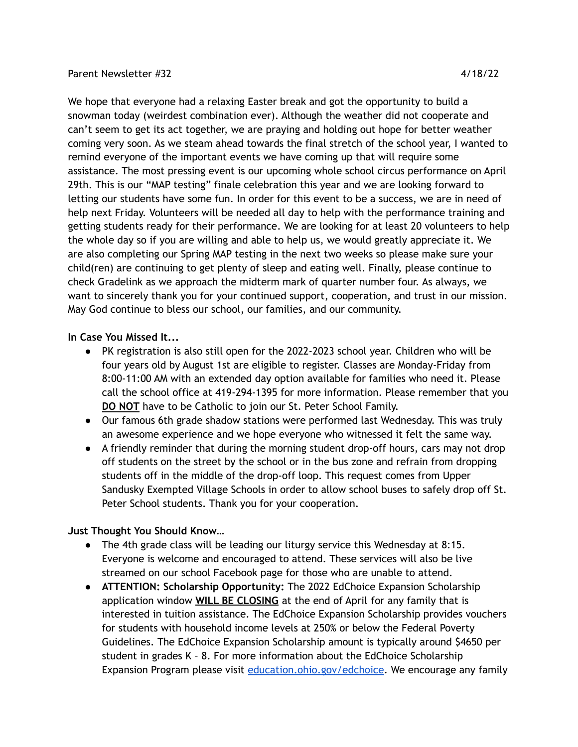Parent Newsletter #32 4/18/22

We hope that everyone had a relaxing Easter break and got the opportunity to build a snowman today (weirdest combination ever). Although the weather did not cooperate and can't seem to get its act together, we are praying and holding out hope for better weather coming very soon. As we steam ahead towards the final stretch of the school year, I wanted to remind everyone of the important events we have coming up that will require some assistance. The most pressing event is our upcoming whole school circus performance on April 29th. This is our "MAP testing" finale celebration this year and we are looking forward to letting our students have some fun. In order for this event to be a success, we are in need of help next Friday. Volunteers will be needed all day to help with the performance training and getting students ready for their performance. We are looking for at least 20 volunteers to help the whole day so if you are willing and able to help us, we would greatly appreciate it. We are also completing our Spring MAP testing in the next two weeks so please make sure your child(ren) are continuing to get plenty of sleep and eating well. Finally, please continue to check Gradelink as we approach the midterm mark of quarter number four. As always, we want to sincerely thank you for your continued support, cooperation, and trust in our mission. May God continue to bless our school, our families, and our community.

**In Case You Missed It...**

- PK registration is also still open for the 2022-2023 school year. Children who will be four years old by August 1st are eligible to register. Classes are Monday-Friday from 8:00-11:00 AM with an extended day option available for families who need it. Please call the school office at 419-294-1395 for more information. Please remember that you **<u>DO NOT</u>** have to be Catholic to join our St. Peter School Family.
- Our famous 6th grade shadow stations were performed last Wednesday. This was truly an awesome experience and we hope everyone who witnessed it felt the same way.
- A friendly reminder that during the morning student drop-off hours, cars may not drop off students on the street by the school or in the bus zone and refrain from dropping students off in the middle of the drop-off loop. This request comes from Upper Sandusky Exempted Village Schools in order to allow school buses to safely drop off St. Peter School students. Thank you for your cooperation.

**Just Thought You Should Know…**

- The 4th grade class will be leading our liturgy service this Wednesday at 8:15. Everyone is welcome and encouraged to attend. These services will also be live streamed on our school Facebook page for those who are unable to attend.
- **ATTENTION: Scholarship Opportunity:** The 2022 EdChoice Expansion Scholarship application window **<u>WILL BE CLOSING</u>** at the end of April for any family that is interested in tuition assistance. The EdChoice Expansion Scholarship provides vouchers for students with household income levels at 250% or below the Federal Poverty Guidelines. The EdChoice Expansion Scholarship amount is typically around $4650 per student in grades K – 8. For more information about the EdChoice Scholarship Expansion Program please visit [education.ohio.gov/edchoice](education.ohio.gov/edchoice). We encourage any family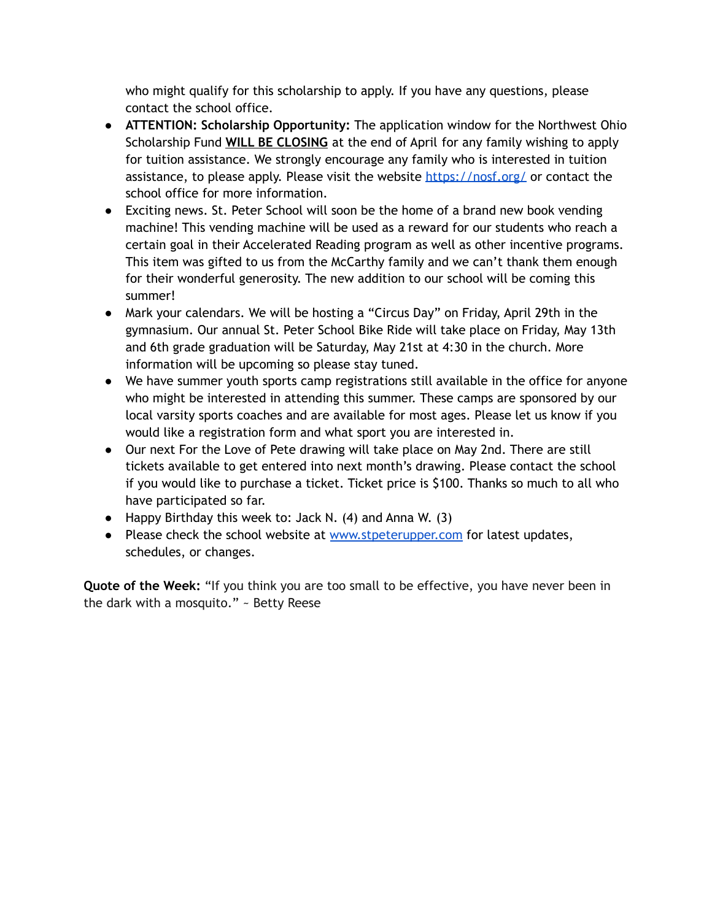who might qualify for this scholarship to apply. If you have any questions, please contact the school office.

- **ATTENTION: Scholarship Opportunity:** The application window for the Northwest Ohio Scholarship Fund **WILL BE CLOSING** at the end of April for any family wishing to apply for tuition assistance. We strongly encourage any family who is interested in tuition assistance, to please apply. Please visit the website https://nosf.org/ or contact the school office for more information.
- Exciting news. St. Peter School will soon be the home of a brand new book vending machine! This vending machine will be used as a reward for our students who reach a certain goal in their Accelerated Reading program as well as other incentive programs. This item was gifted to us from the McCarthy family and we can't thank them enough for their wonderful generosity. The new addition to our school will be coming this summer!
- Mark your calendars. We will be hosting a "Circus Day" on Friday, April 29th in the gymnasium. Our annual St. Peter School Bike Ride will take place on Friday, May 13th and 6th grade graduation will be Saturday, May 21st at 4:30 in the church. More information will be upcoming so please stay tuned.
- We have summer youth sports camp registrations still available in the office for anyone who might be interested in attending this summer. These camps are sponsored by our local varsity sports coaches and are available for most ages. Please let us know if you would like a registration form and what sport you are interested in.
- Our next For the Love of Pete drawing will take place on May 2nd. There are still tickets available to get entered into next month's drawing. Please contact the school if you would like to purchase a ticket. Ticket price is $100. Thanks so much to all who have participated so far.
- Happy Birthday this week to: Jack N. (4) and Anna W. (3)
- Please check the school website at www.stpeterupper.com for latest updates, schedules, or changes.

**Quote of the Week:** "If you think you are too small to be effective, you have never been in the dark with a mosquito." ~ Betty Reese